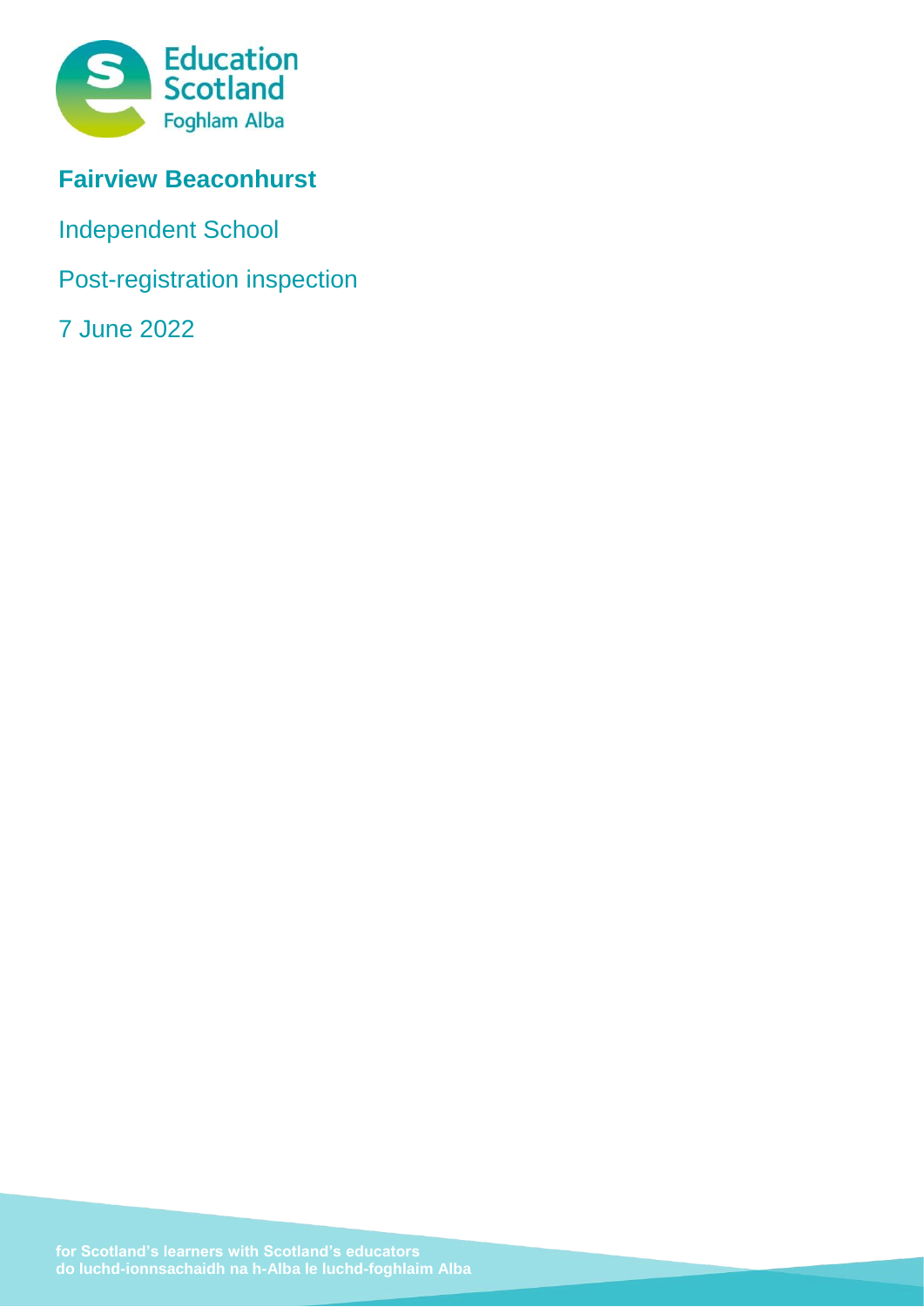Education Scotland
Foghlam Alba

# Fairview Beaconhurst

Independent School

Post-registration inspection

7 June 2022

for Scotland's learners with Scotland's educators
do luchd-ionnsachaidh na h-Alba le luchd-foghlaim Alba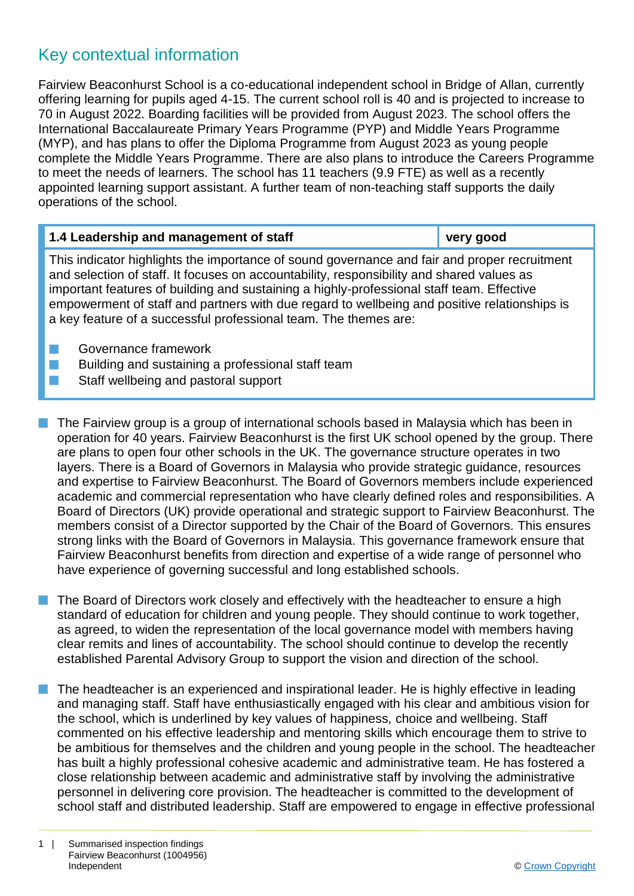## Key contextual information

Fairview Beaconhurst School is a co-educational independent school in Bridge of Allan, currently offering learning for pupils aged 4-15. The current school roll is 40 and is projected to increase to 70 in August 2022. Boarding facilities will be provided from August 2023. The school offers the International Baccalaureate Primary Years Programme (PYP) and Middle Years Programme (MYP), and has plans to offer the Diploma Programme from August 2023 as young people complete the Middle Years Programme. There are also plans to introduce the Careers Programme to meet the needs of learners. The school has 11 teachers (9.9 FTE) as well as a recently appointed learning support assistant. A further team of non-teaching staff supports the daily operations of the school.

| 1.4 Leadership and management of staff | very good |
| --- | --- |
| This indicator highlights the importance of sound governance and fair and proper recruitment and selection of staff. It focuses on accountability, responsibility and shared values as important features of building and sustaining a highly-professional staff team. Effective empowerment of staff and partners with due regard to wellbeing and positive relationships is a key feature of a successful professional team. The themes are:<br>■ Governance framework<br>■ Building and sustaining a professional staff team<br>■ Staff wellbeing and pastoral support | |

- The Fairview group is a group of international schools based in Malaysia which has been in operation for 40 years. Fairview Beaconhurst is the first UK school opened by the group. There are plans to open four other schools in the UK. The governance structure operates in two layers. There is a Board of Governors in Malaysia who provide strategic guidance, resources and expertise to Fairview Beaconhurst. The Board of Governors members include experienced academic and commercial representation who have clearly defined roles and responsibilities. A Board of Directors (UK) provide operational and strategic support to Fairview Beaconhurst. The members consist of a Director supported by the Chair of the Board of Governors. This ensures strong links with the Board of Governors in Malaysia. This governance framework ensure that Fairview Beaconhurst benefits from direction and expertise of a wide range of personnel who have experience of governing successful and long established schools.

- The Board of Directors work closely and effectively with the headteacher to ensure a high standard of education for children and young people. They should continue to work together, as agreed, to widen the representation of the local governance model with members having clear remits and lines of accountability. The school should continue to develop the recently established Parental Advisory Group to support the vision and direction of the school.

- The headteacher is an experienced and inspirational leader. He is highly effective in leading and managing staff. Staff have enthusiastically engaged with his clear and ambitious vision for the school, which is underlined by key values of happiness, choice and wellbeing. Staff commented on his effective leadership and mentoring skills which encourage them to strive to be ambitious for themselves and the children and young people in the school. The headteacher has built a highly professional cohesive academic and administrative team. He has fostered a close relationship between academic and administrative staff by involving the administrative personnel in delivering core provision. The headteacher is committed to the development of school staff and distributed leadership. Staff are empowered to engage in effective professional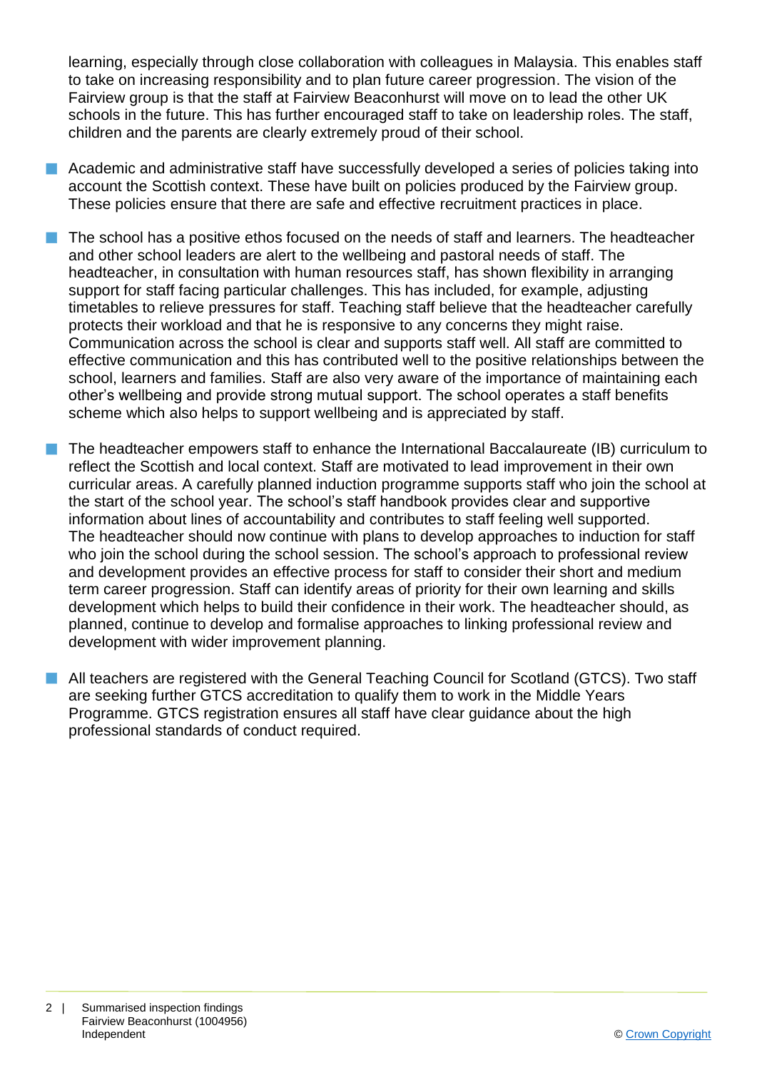learning, especially through close collaboration with colleagues in Malaysia. This enables staff to take on increasing responsibility and to plan future career progression. The vision of the Fairview group is that the staff at Fairview Beaconhurst will move on to lead the other UK schools in the future. This has further encouraged staff to take on leadership roles. The staff, children and the parents are clearly extremely proud of their school.

- Academic and administrative staff have successfully developed a series of policies taking into account the Scottish context. These have built on policies produced by the Fairview group. These policies ensure that there are safe and effective recruitment practices in place.
- The school has a positive ethos focused on the needs of staff and learners. The headteacher and other school leaders are alert to the wellbeing and pastoral needs of staff. The headteacher, in consultation with human resources staff, has shown flexibility in arranging support for staff facing particular challenges. This has included, for example, adjusting timetables to relieve pressures for staff. Teaching staff believe that the headteacher carefully protects their workload and that he is responsive to any concerns they might raise. Communication across the school is clear and supports staff well. All staff are committed to effective communication and this has contributed well to the positive relationships between the school, learners and families. Staff are also very aware of the importance of maintaining each other's wellbeing and provide strong mutual support. The school operates a staff benefits scheme which also helps to support wellbeing and is appreciated by staff.
- The headteacher empowers staff to enhance the International Baccalaureate (IB) curriculum to reflect the Scottish and local context. Staff are motivated to lead improvement in their own curricular areas. A carefully planned induction programme supports staff who join the school at the start of the school year. The school's staff handbook provides clear and supportive information about lines of accountability and contributes to staff feeling well supported. The headteacher should now continue with plans to develop approaches to induction for staff who join the school during the school session. The school's approach to professional review and development provides an effective process for staff to consider their short and medium term career progression. Staff can identify areas of priority for their own learning and skills development which helps to build their confidence in their work. The headteacher should, as planned, continue to develop and formalise approaches to linking professional review and development with wider improvement planning.
- All teachers are registered with the General Teaching Council for Scotland (GTCS). Two staff are seeking further GTCS accreditation to qualify them to work in the Middle Years Programme. GTCS registration ensures all staff have clear guidance about the high professional standards of conduct required.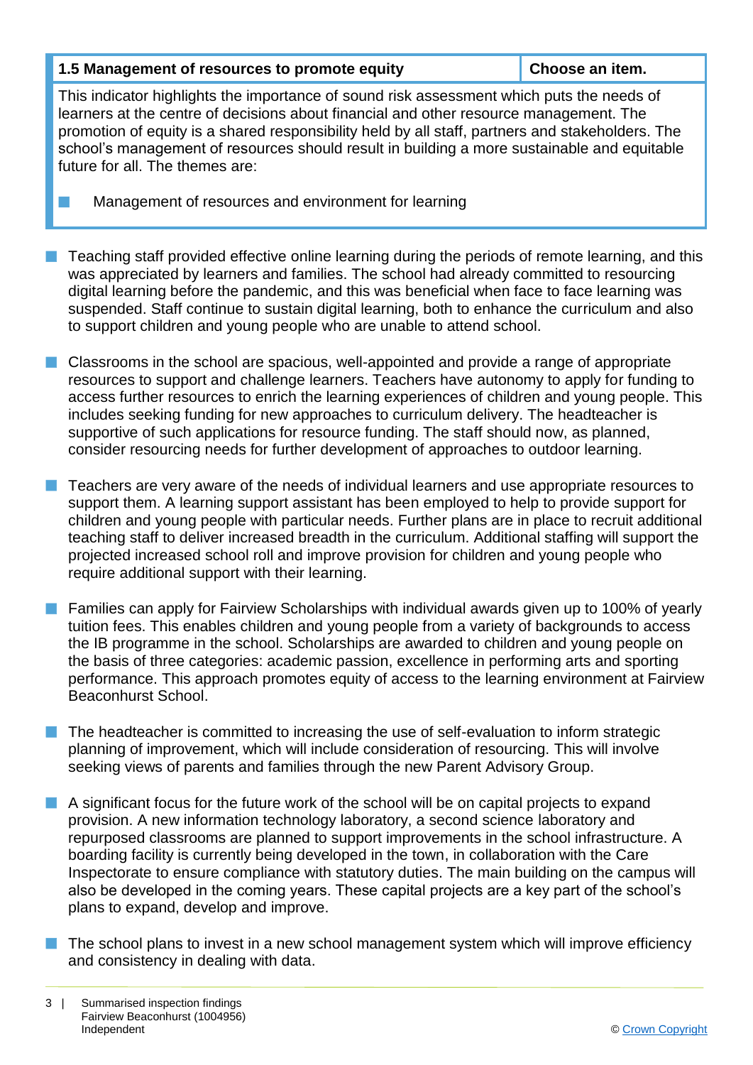| 1.5 Management of resources to promote equity | Choose an item. |
|---|---|

This indicator highlights the importance of sound risk assessment which puts the needs of learners at the centre of decisions about financial and other resource management. The promotion of equity is a shared responsibility held by all staff, partners and stakeholders. The school's management of resources should result in building a more sustainable and equitable future for all. The themes are:

- Management of resources and environment for learning

- Teaching staff provided effective online learning during the periods of remote learning, and this was appreciated by learners and families. The school had already committed to resourcing digital learning before the pandemic, and this was beneficial when face to face learning was suspended. Staff continue to sustain digital learning, both to enhance the curriculum and also to support children and young people who are unable to attend school.

- Classrooms in the school are spacious, well-appointed and provide a range of appropriate resources to support and challenge learners. Teachers have autonomy to apply for funding to access further resources to enrich the learning experiences of children and young people. This includes seeking funding for new approaches to curriculum delivery. The headteacher is supportive of such applications for resource funding. The staff should now, as planned, consider resourcing needs for further development of approaches to outdoor learning.

- Teachers are very aware of the needs of individual learners and use appropriate resources to support them. A learning support assistant has been employed to help to provide support for children and young people with particular needs. Further plans are in place to recruit additional teaching staff to deliver increased breadth in the curriculum. Additional staffing will support the projected increased school roll and improve provision for children and young people who require additional support with their learning.

- Families can apply for Fairview Scholarships with individual awards given up to 100% of yearly tuition fees. This enables children and young people from a variety of backgrounds to access the IB programme in the school. Scholarships are awarded to children and young people on the basis of three categories: academic passion, excellence in performing arts and sporting performance. This approach promotes equity of access to the learning environment at Fairview Beaconhurst School.

- The headteacher is committed to increasing the use of self-evaluation to inform strategic planning of improvement, which will include consideration of resourcing. This will involve seeking views of parents and families through the new Parent Advisory Group.

- A significant focus for the future work of the school will be on capital projects to expand provision. A new information technology laboratory, a second science laboratory and repurposed classrooms are planned to support improvements in the school infrastructure. A boarding facility is currently being developed in the town, in collaboration with the Care Inspectorate to ensure compliance with statutory duties. The main building on the campus will also be developed in the coming years. These capital projects are a key part of the school's plans to expand, develop and improve.

- The school plans to invest in a new school management system which will improve efficiency and consistency in dealing with data.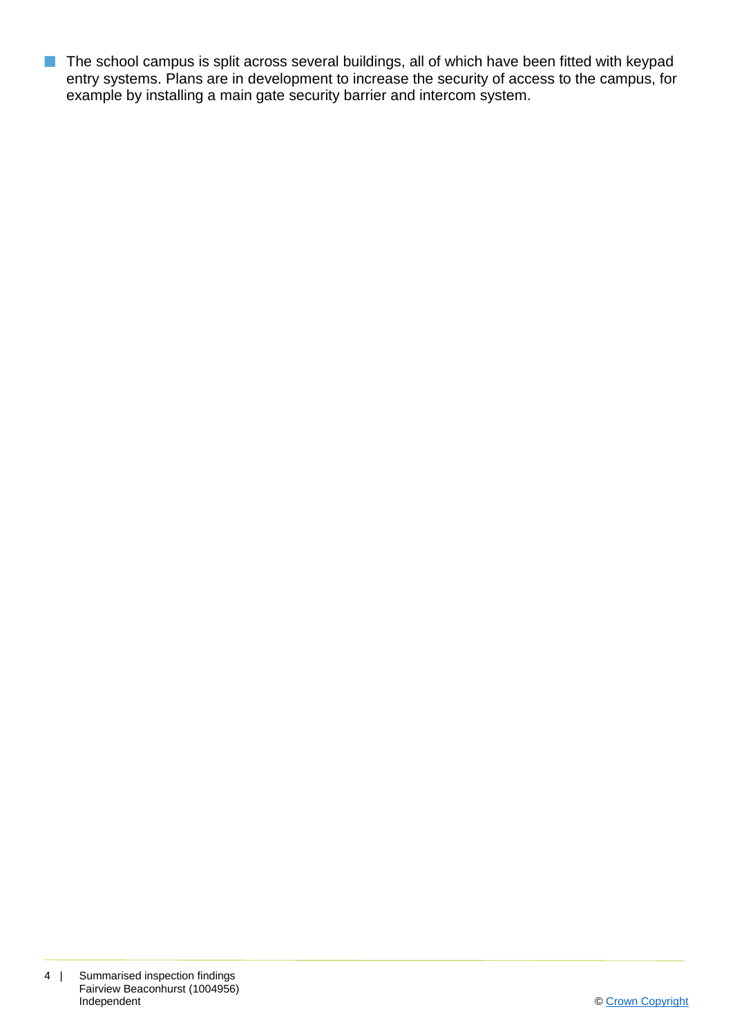- The school campus is split across several buildings, all of which have been fitted with keypad entry systems. Plans are in development to increase the security of access to the campus, for example by installing a main gate security barrier and intercom system.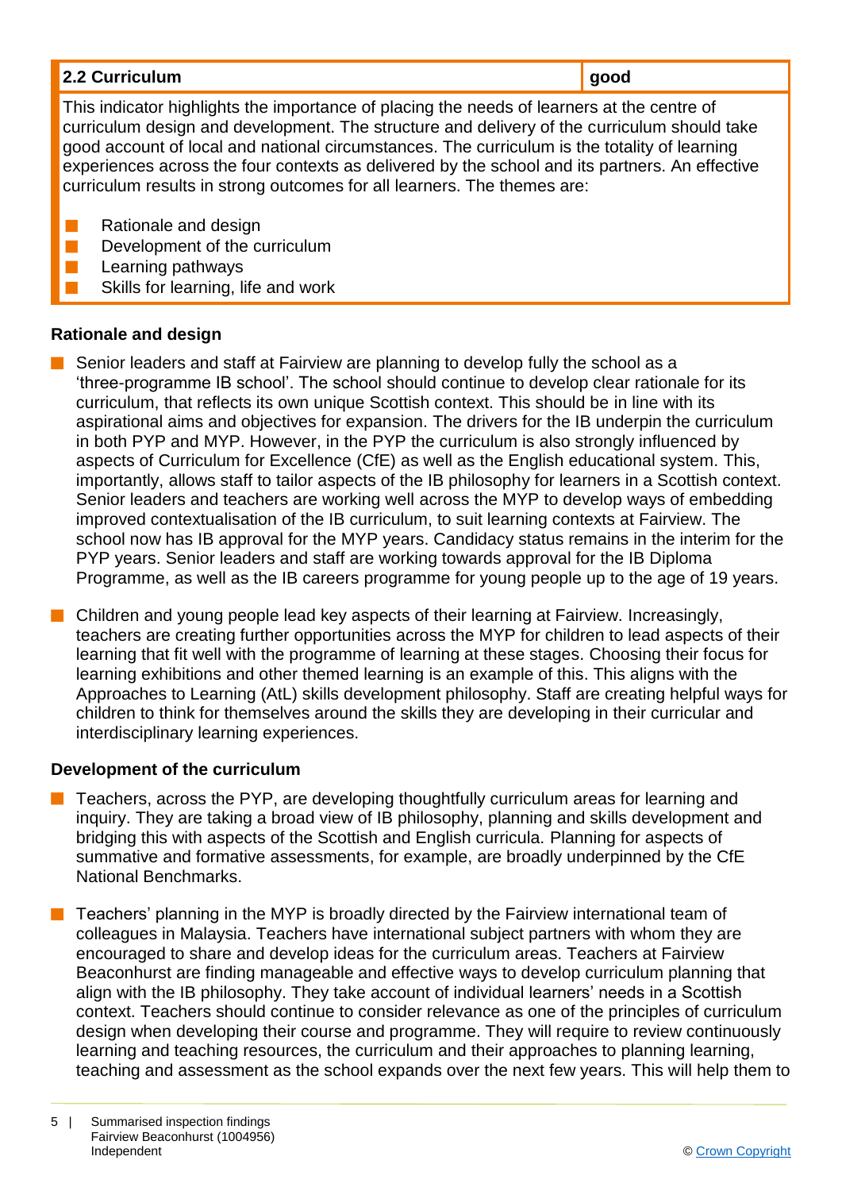| 2.2 Curriculum | good |
|---|---|

This indicator highlights the importance of placing the needs of learners at the centre of curriculum design and development. The structure and delivery of the curriculum should take good account of local and national circumstances. The curriculum is the totality of learning experiences across the four contexts as delivered by the school and its partners. An effective curriculum results in strong outcomes for all learners. The themes are:

- Rationale and design
- Development of the curriculum
- Learning pathways
- Skills for learning, life and work

### Rationale and design

- Senior leaders and staff at Fairview are planning to develop fully the school as a 'three-programme IB school'. The school should continue to develop clear rationale for its curriculum, that reflects its own unique Scottish context. This should be in line with its aspirational aims and objectives for expansion. The drivers for the IB underpin the curriculum in both PYP and MYP. However, in the PYP the curriculum is also strongly influenced by aspects of Curriculum for Excellence (CfE) as well as the English educational system. This, importantly, allows staff to tailor aspects of the IB philosophy for learners in a Scottish context. Senior leaders and teachers are working well across the MYP to develop ways of embedding improved contextualisation of the IB curriculum, to suit learning contexts at Fairview. The school now has IB approval for the MYP years. Candidacy status remains in the interim for the PYP years. Senior leaders and staff are working towards approval for the IB Diploma Programme, as well as the IB careers programme for young people up to the age of 19 years.

- Children and young people lead key aspects of their learning at Fairview. Increasingly, teachers are creating further opportunities across the MYP for children to lead aspects of their learning that fit well with the programme of learning at these stages. Choosing their focus for learning exhibitions and other themed learning is an example of this. This aligns with the Approaches to Learning (AtL) skills development philosophy. Staff are creating helpful ways for children to think for themselves around the skills they are developing in their curricular and interdisciplinary learning experiences.

### Development of the curriculum

- Teachers, across the PYP, are developing thoughtfully curriculum areas for learning and inquiry. They are taking a broad view of IB philosophy, planning and skills development and bridging this with aspects of the Scottish and English curricula. Planning for aspects of summative and formative assessments, for example, are broadly underpinned by the CfE National Benchmarks.

- Teachers' planning in the MYP is broadly directed by the Fairview international team of colleagues in Malaysia. Teachers have international subject partners with whom they are encouraged to share and develop ideas for the curriculum areas. Teachers at Fairview Beaconhurst are finding manageable and effective ways to develop curriculum planning that align with the IB philosophy. They take account of individual learners' needs in a Scottish context. Teachers should continue to consider relevance as one of the principles of curriculum design when developing their course and programme. They will require to review continuously learning and teaching resources, the curriculum and their approaches to planning learning, teaching and assessment as the school expands over the next few years. This will help them to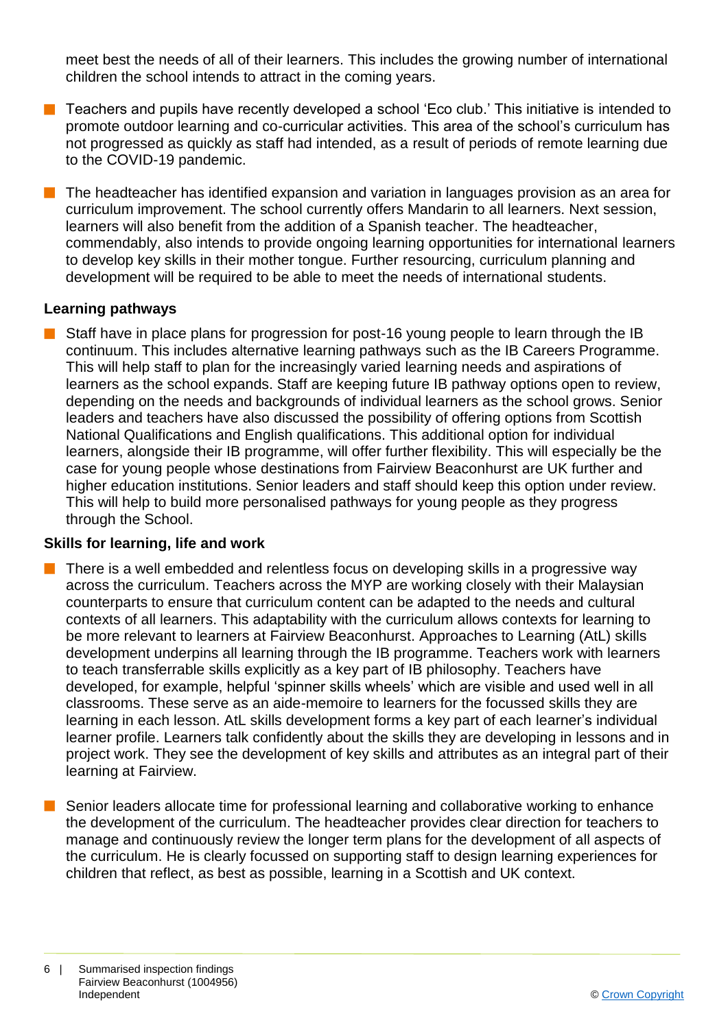meet best the needs of all of their learners. This includes the growing number of international children the school intends to attract in the coming years.

- Teachers and pupils have recently developed a school 'Eco club.' This initiative is intended to promote outdoor learning and co-curricular activities. This area of the school's curriculum has not progressed as quickly as staff had intended, as a result of periods of remote learning due to the COVID-19 pandemic.

- The headteacher has identified expansion and variation in languages provision as an area for curriculum improvement. The school currently offers Mandarin to all learners. Next session, learners will also benefit from the addition of a Spanish teacher. The headteacher, commendably, also intends to provide ongoing learning opportunities for international learners to develop key skills in their mother tongue. Further resourcing, curriculum planning and development will be required to be able to meet the needs of international students.

**Learning pathways**

- Staff have in place plans for progression for post-16 young people to learn through the IB continuum. This includes alternative learning pathways such as the IB Careers Programme. This will help staff to plan for the increasingly varied learning needs and aspirations of learners as the school expands. Staff are keeping future IB pathway options open to review, depending on the needs and backgrounds of individual learners as the school grows. Senior leaders and teachers have also discussed the possibility of offering options from Scottish National Qualifications and English qualifications. This additional option for individual learners, alongside their IB programme, will offer further flexibility. This will especially be the case for young people whose destinations from Fairview Beaconhurst are UK further and higher education institutions. Senior leaders and staff should keep this option under review. This will help to build more personalised pathways for young people as they progress through the School.

**Skills for learning, life and work**

- There is a well embedded and relentless focus on developing skills in a progressive way across the curriculum. Teachers across the MYP are working closely with their Malaysian counterparts to ensure that curriculum content can be adapted to the needs and cultural contexts of all learners. This adaptability with the curriculum allows contexts for learning to be more relevant to learners at Fairview Beaconhurst. Approaches to Learning (AtL) skills development underpins all learning through the IB programme. Teachers work with learners to teach transferrable skills explicitly as a key part of IB philosophy. Teachers have developed, for example, helpful 'spinner skills wheels' which are visible and used well in all classrooms. These serve as an aide-memoire to learners for the focussed skills they are learning in each lesson. AtL skills development forms a key part of each learner's individual learner profile. Learners talk confidently about the skills they are developing in lessons and in project work. They see the development of key skills and attributes as an integral part of their learning at Fairview.

- Senior leaders allocate time for professional learning and collaborative working to enhance the development of the curriculum. The headteacher provides clear direction for teachers to manage and continuously review the longer term plans for the development of all aspects of the curriculum. He is clearly focussed on supporting staff to design learning experiences for children that reflect, as best as possible, learning in a Scottish and UK context.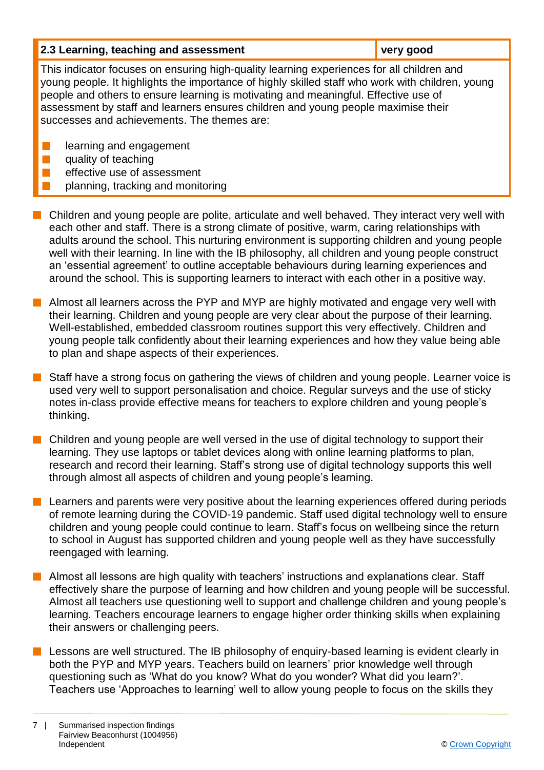| 2.3 Learning, teaching and assessment | very good |
| --- | --- |

This indicator focuses on ensuring high-quality learning experiences for all children and young people. It highlights the importance of highly skilled staff who work with children, young people and others to ensure learning is motivating and meaningful. Effective use of assessment by staff and learners ensures children and young people maximise their successes and achievements. The themes are:

- learning and engagement
- quality of teaching
- effective use of assessment
- planning, tracking and monitoring

- Children and young people are polite, articulate and well behaved. They interact very well with each other and staff. There is a strong climate of positive, warm, caring relationships with adults around the school. This nurturing environment is supporting children and young people well with their learning. In line with the IB philosophy, all children and young people construct an 'essential agreement' to outline acceptable behaviours during learning experiences and around the school. This is supporting learners to interact with each other in a positive way.

- Almost all learners across the PYP and MYP are highly motivated and engage very well with their learning. Children and young people are very clear about the purpose of their learning. Well-established, embedded classroom routines support this very effectively. Children and young people talk confidently about their learning experiences and how they value being able to plan and shape aspects of their experiences.

- Staff have a strong focus on gathering the views of children and young people. Learner voice is used very well to support personalisation and choice. Regular surveys and the use of sticky notes in-class provide effective means for teachers to explore children and young people's thinking.

- Children and young people are well versed in the use of digital technology to support their learning. They use laptops or tablet devices along with online learning platforms to plan, research and record their learning. Staff's strong use of digital technology supports this well through almost all aspects of children and young people's learning.

- Learners and parents were very positive about the learning experiences offered during periods of remote learning during the COVID-19 pandemic. Staff used digital technology well to ensure children and young people could continue to learn. Staff's focus on wellbeing since the return to school in August has supported children and young people well as they have successfully reengaged with learning.

- Almost all lessons are high quality with teachers' instructions and explanations clear. Staff effectively share the purpose of learning and how children and young people will be successful. Almost all teachers use questioning well to support and challenge children and young people's learning. Teachers encourage learners to engage higher order thinking skills when explaining their answers or challenging peers.

- Lessons are well structured. The IB philosophy of enquiry-based learning is evident clearly in both the PYP and MYP years. Teachers build on learners' prior knowledge well through questioning such as 'What do you know? What do you wonder? What did you learn?'. Teachers use 'Approaches to learning' well to allow young people to focus on the skills they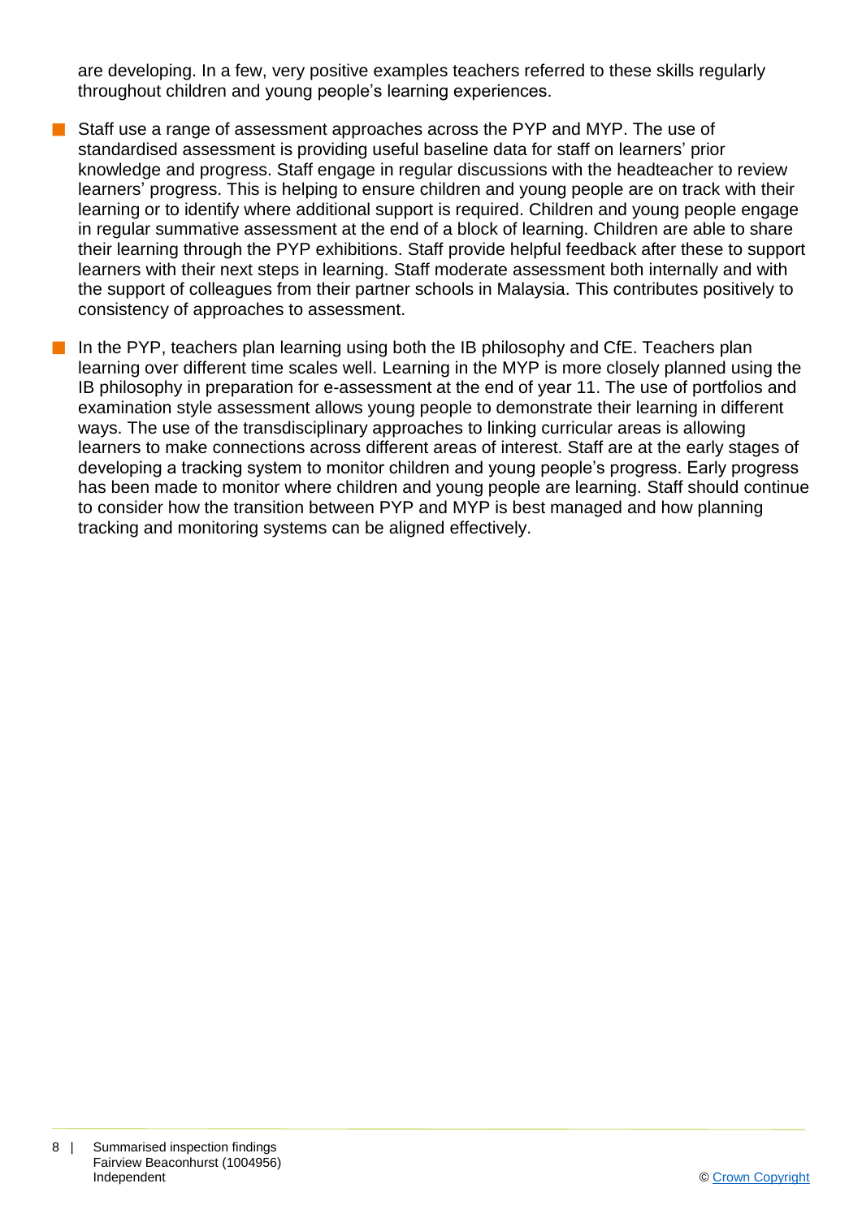are developing. In a few, very positive examples teachers referred to these skills regularly throughout children and young people's learning experiences.

- Staff use a range of assessment approaches across the PYP and MYP. The use of standardised assessment is providing useful baseline data for staff on learners' prior knowledge and progress. Staff engage in regular discussions with the headteacher to review learners' progress. This is helping to ensure children and young people are on track with their learning or to identify where additional support is required. Children and young people engage in regular summative assessment at the end of a block of learning. Children are able to share their learning through the PYP exhibitions. Staff provide helpful feedback after these to support learners with their next steps in learning. Staff moderate assessment both internally and with the support of colleagues from their partner schools in Malaysia. This contributes positively to consistency of approaches to assessment.

- In the PYP, teachers plan learning using both the IB philosophy and CfE. Teachers plan learning over different time scales well. Learning in the MYP is more closely planned using the IB philosophy in preparation for e-assessment at the end of year 11. The use of portfolios and examination style assessment allows young people to demonstrate their learning in different ways. The use of the transdisciplinary approaches to linking curricular areas is allowing learners to make connections across different areas of interest. Staff are at the early stages of developing a tracking system to monitor children and young people's progress. Early progress has been made to monitor where children and young people are learning. Staff should continue to consider how the transition between PYP and MYP is best managed and how planning tracking and monitoring systems can be aligned effectively.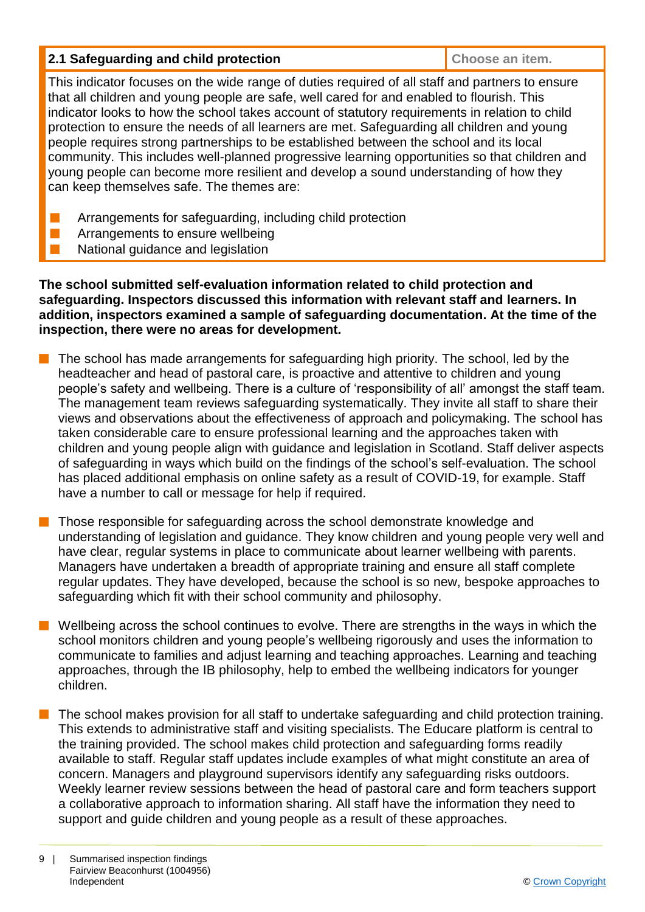| 2.1 Safeguarding and child protection | Choose an item. |
|---|---|

This indicator focuses on the wide range of duties required of all staff and partners to ensure that all children and young people are safe, well cared for and enabled to flourish. This indicator looks to how the school takes account of statutory requirements in relation to child protection to ensure the needs of all learners are met. Safeguarding all children and young people requires strong partnerships to be established between the school and its local community. This includes well-planned progressive learning opportunities so that children and young people can become more resilient and develop a sound understanding of how they can keep themselves safe. The themes are:

- Arrangements for safeguarding, including child protection
- Arrangements to ensure wellbeing
- National guidance and legislation

**The school submitted self-evaluation information related to child protection and safeguarding. Inspectors discussed this information with relevant staff and learners. In addition, inspectors examined a sample of safeguarding documentation. At the time of the inspection, there were no areas for development.**

- The school has made arrangements for safeguarding high priority. The school, led by the headteacher and head of pastoral care, is proactive and attentive to children and young people's safety and wellbeing. There is a culture of 'responsibility of all' amongst the staff team. The management team reviews safeguarding systematically. They invite all staff to share their views and observations about the effectiveness of approach and policymaking. The school has taken considerable care to ensure professional learning and the approaches taken with children and young people align with guidance and legislation in Scotland. Staff deliver aspects of safeguarding in ways which build on the findings of the school's self-evaluation. The school has placed additional emphasis on online safety as a result of COVID-19, for example. Staff have a number to call or message for help if required.

- Those responsible for safeguarding across the school demonstrate knowledge and understanding of legislation and guidance. They know children and young people very well and have clear, regular systems in place to communicate about learner wellbeing with parents. Managers have undertaken a breadth of appropriate training and ensure all staff complete regular updates. They have developed, because the school is so new, bespoke approaches to safeguarding which fit with their school community and philosophy.

- Wellbeing across the school continues to evolve. There are strengths in the ways in which the school monitors children and young people's wellbeing rigorously and uses the information to communicate to families and adjust learning and teaching approaches. Learning and teaching approaches, through the IB philosophy, help to embed the wellbeing indicators for younger children.

- The school makes provision for all staff to undertake safeguarding and child protection training. This extends to administrative staff and visiting specialists. The Educare platform is central to the training provided. The school makes child protection and safeguarding forms readily available to staff. Regular staff updates include examples of what might constitute an area of concern. Managers and playground supervisors identify any safeguarding risks outdoors. Weekly learner review sessions between the head of pastoral care and form teachers support a collaborative approach to information sharing. All staff have the information they need to support and guide children and young people as a result of these approaches.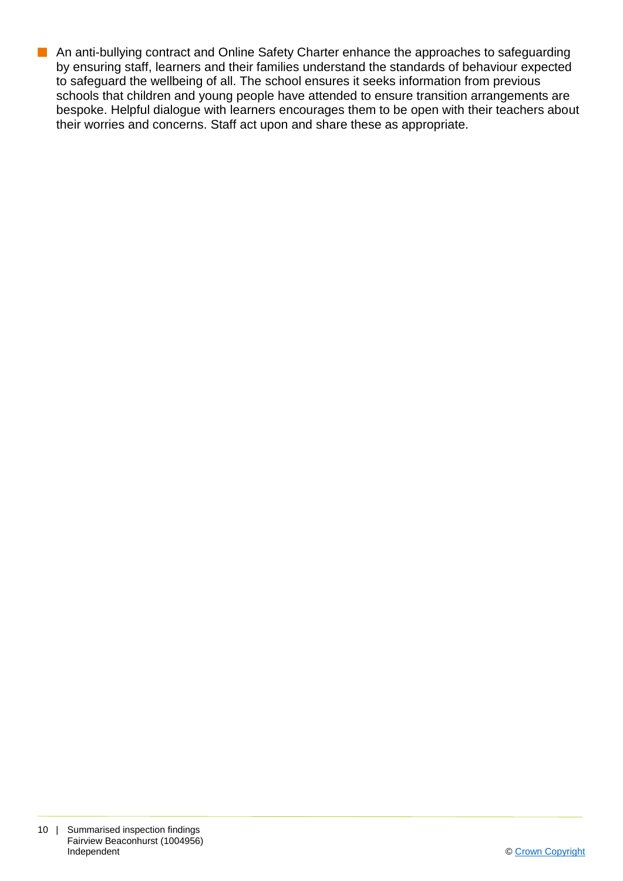- An anti-bullying contract and Online Safety Charter enhance the approaches to safeguarding by ensuring staff, learners and their families understand the standards of behaviour expected to safeguard the wellbeing of all. The school ensures it seeks information from previous schools that children and young people have attended to ensure transition arrangements are bespoke. Helpful dialogue with learners encourages them to be open with their teachers about their worries and concerns. Staff act upon and share these as appropriate.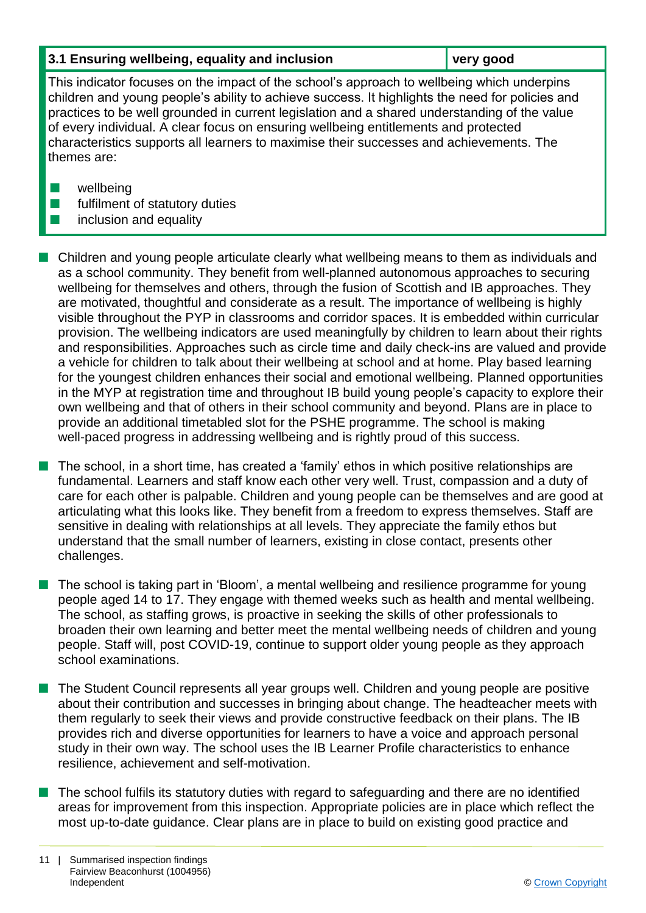| 3.1 Ensuring wellbeing, equality and inclusion | very good |
|---|---|

This indicator focuses on the impact of the school's approach to wellbeing which underpins children and young people's ability to achieve success. It highlights the need for policies and practices to be well grounded in current legislation and a shared understanding of the value of every individual. A clear focus on ensuring wellbeing entitlements and protected characteristics supports all learners to maximise their successes and achievements. The themes are:

- wellbeing
- fulfilment of statutory duties
- inclusion and equality

- Children and young people articulate clearly what wellbeing means to them as individuals and as a school community. They benefit from well-planned autonomous approaches to securing wellbeing for themselves and others, through the fusion of Scottish and IB approaches. They are motivated, thoughtful and considerate as a result. The importance of wellbeing is highly visible throughout the PYP in classrooms and corridor spaces. It is embedded within curricular provision. The wellbeing indicators are used meaningfully by children to learn about their rights and responsibilities. Approaches such as circle time and daily check-ins are valued and provide a vehicle for children to talk about their wellbeing at school and at home. Play based learning for the youngest children enhances their social and emotional wellbeing. Planned opportunities in the MYP at registration time and throughout IB build young people's capacity to explore their own wellbeing and that of others in their school community and beyond. Plans are in place to provide an additional timetabled slot for the PSHE programme. The school is making well-paced progress in addressing wellbeing and is rightly proud of this success.

- The school, in a short time, has created a 'family' ethos in which positive relationships are fundamental. Learners and staff know each other very well. Trust, compassion and a duty of care for each other is palpable. Children and young people can be themselves and are good at articulating what this looks like. They benefit from a freedom to express themselves. Staff are sensitive in dealing with relationships at all levels. They appreciate the family ethos but understand that the small number of learners, existing in close contact, presents other challenges.

- The school is taking part in 'Bloom', a mental wellbeing and resilience programme for young people aged 14 to 17. They engage with themed weeks such as health and mental wellbeing. The school, as staffing grows, is proactive in seeking the skills of other professionals to broaden their own learning and better meet the mental wellbeing needs of children and young people. Staff will, post COVID-19, continue to support older young people as they approach school examinations.

- The Student Council represents all year groups well. Children and young people are positive about their contribution and successes in bringing about change. The headteacher meets with them regularly to seek their views and provide constructive feedback on their plans. The IB provides rich and diverse opportunities for learners to have a voice and approach personal study in their own way. The school uses the IB Learner Profile characteristics to enhance resilience, achievement and self-motivation.

- The school fulfils its statutory duties with regard to safeguarding and there are no identified areas for improvement from this inspection. Appropriate policies are in place which reflect the most up-to-date guidance. Clear plans are in place to build on existing good practice and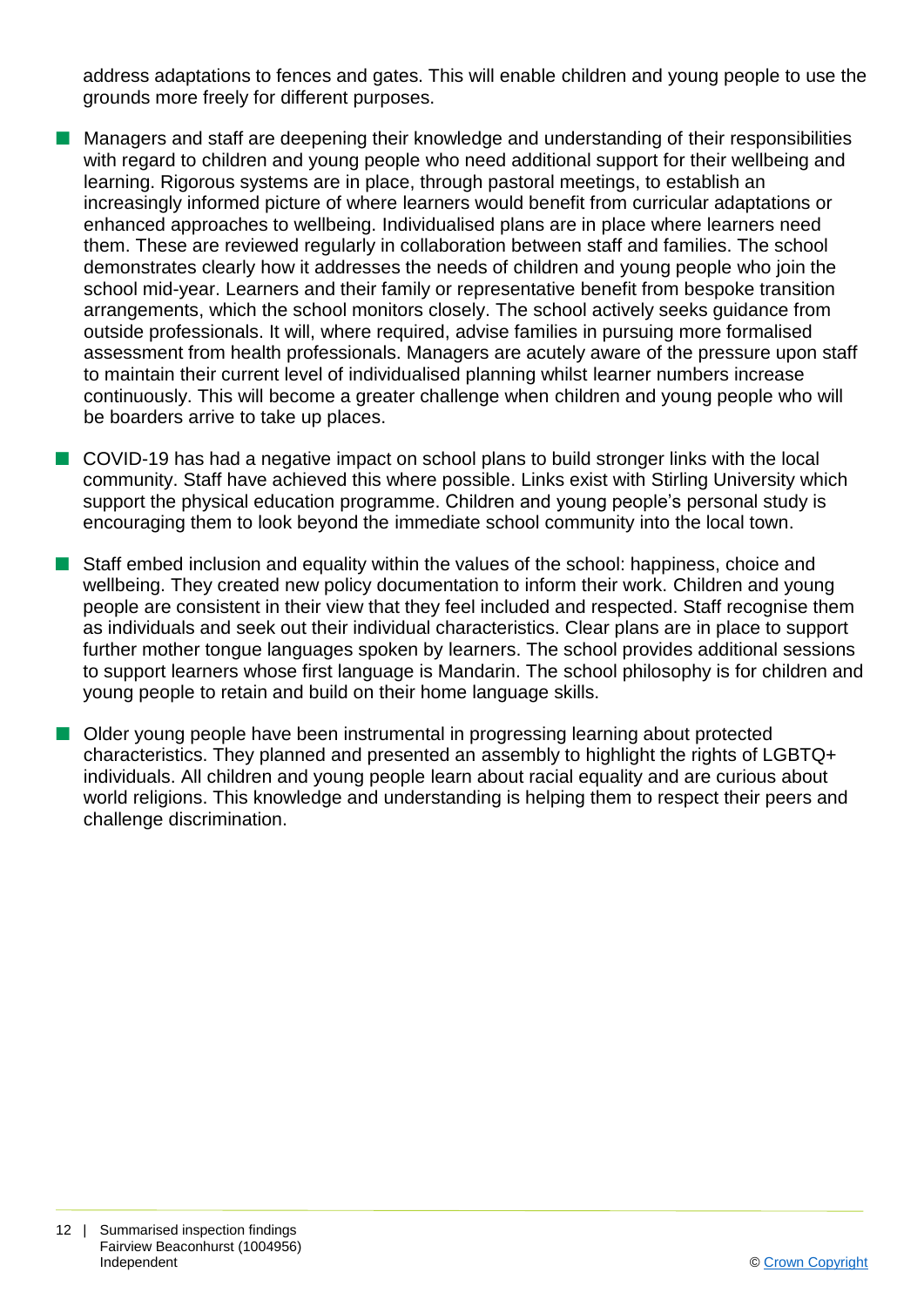address adaptations to fences and gates. This will enable children and young people to use the grounds more freely for different purposes.

- Managers and staff are deepening their knowledge and understanding of their responsibilities with regard to children and young people who need additional support for their wellbeing and learning. Rigorous systems are in place, through pastoral meetings, to establish an increasingly informed picture of where learners would benefit from curricular adaptations or enhanced approaches to wellbeing. Individualised plans are in place where learners need them. These are reviewed regularly in collaboration between staff and families. The school demonstrates clearly how it addresses the needs of children and young people who join the school mid-year. Learners and their family or representative benefit from bespoke transition arrangements, which the school monitors closely. The school actively seeks guidance from outside professionals. It will, where required, advise families in pursuing more formalised assessment from health professionals. Managers are acutely aware of the pressure upon staff to maintain their current level of individualised planning whilst learner numbers increase continuously. This will become a greater challenge when children and young people who will be boarders arrive to take up places.

- COVID-19 has had a negative impact on school plans to build stronger links with the local community. Staff have achieved this where possible. Links exist with Stirling University which support the physical education programme. Children and young people's personal study is encouraging them to look beyond the immediate school community into the local town.

- Staff embed inclusion and equality within the values of the school: happiness, choice and wellbeing. They created new policy documentation to inform their work. Children and young people are consistent in their view that they feel included and respected. Staff recognise them as individuals and seek out their individual characteristics. Clear plans are in place to support further mother tongue languages spoken by learners. The school provides additional sessions to support learners whose first language is Mandarin. The school philosophy is for children and young people to retain and build on their home language skills.

- Older young people have been instrumental in progressing learning about protected characteristics. They planned and presented an assembly to highlight the rights of LGBTQ+ individuals. All children and young people learn about racial equality and are curious about world religions. This knowledge and understanding is helping them to respect their peers and challenge discrimination.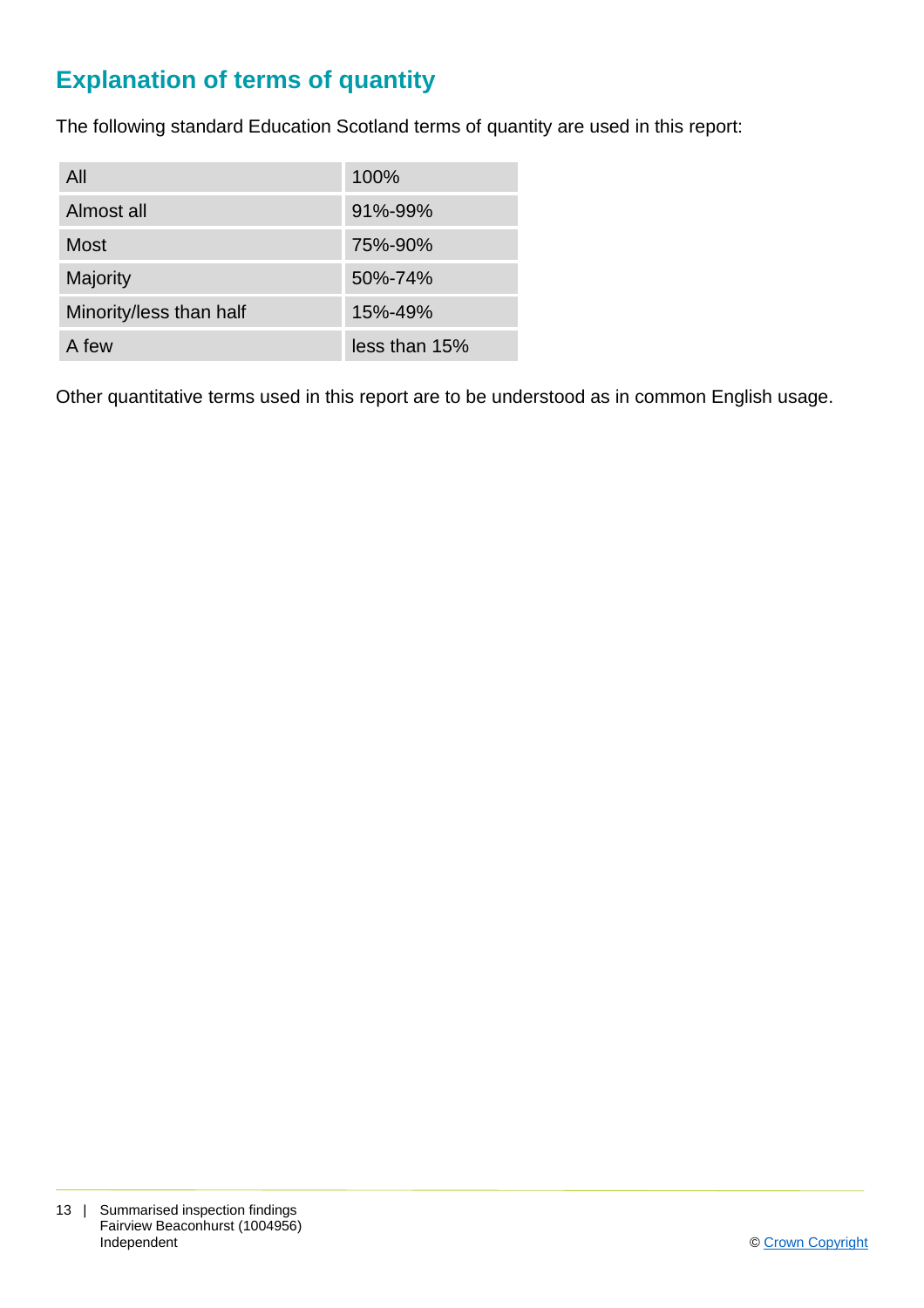## Explanation of terms of quantity

The following standard Education Scotland terms of quantity are used in this report:

| | |
|---|---|
| All | 100% |
| Almost all | 91%-99% |
| Most | 75%-90% |
| Majority | 50%-74% |
| Minority/less than half | 15%-49% |
| A few | less than 15% |

Other quantitative terms used in this report are to be understood as in common English usage.